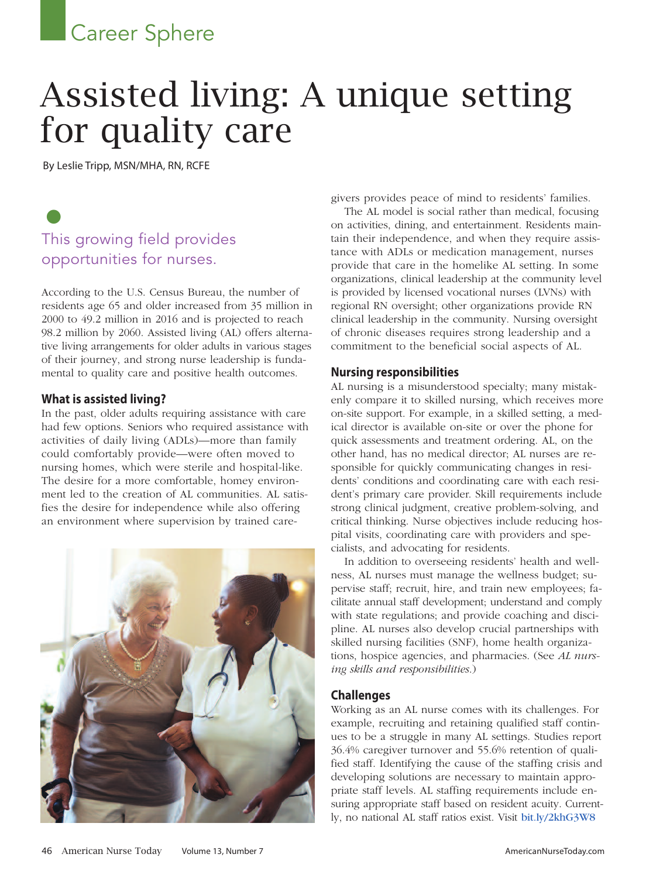Career Sphere

# Assisted living: A unique setting for quality care

By Leslie Tripp, MSN/MHA, RN, RCFE

## This growing field provides opportunities for nurses.

According to the U.S. Census Bureau, the number of residents age 65 and older increased from 35 million in 2000 to 49.2 million in 2016 and is projected to reach 98.2 million by 2060. Assisted living (AL) offers alternative living arrangements for older adults in various stages of their journey, and strong nurse leadership is fundamental to quality care and positive health outcomes.

### What is assisted living?

In the past, older adults requiring assistance with care had few options. Seniors who required assistance with activities of daily living (ADLs)—more than family could comfortably provide—were often moved to nursing homes, which were sterile and hospital-like. The desire for a more comfortable, homey environment led to the creation of AL communities. AL satisfies the desire for independence while also offering an environment where supervision by trained caregivers provides peace of mind to residents' families.

The AL model is social rather than medical, focusing on activities, dining, and entertainment. Residents maintain their independence, and when they require assistance with ADLs or medication management, nurses provide that care in the homelike AL setting. In some organizations, clinical leadership at the community level is provided by licensed vocational nurses (LVNs) with regional RN oversight; other organizations provide RN clinical leadership in the community. Nursing oversight of chronic diseases requires strong leadership and a commitment to the beneficial social aspects of AL.

### Nursing responsibilities

AL nursing is a misunderstood specialty; many mistakenly compare it to skilled nursing, which receives more on-site support. For example, in a skilled setting, a medical director is available on-site or over the phone for quick assessments and treatment ordering. AL, on the other hand, has no medical director; AL nurses are responsible for quickly communicating changes in residents' conditions and coordinating care with each resident's primary care provider. Skill requirements include strong clinical judgment, creative problem-solving, and critical thinking. Nurse objectives include reducing hospital visits, coordinating care with providers and specialists, and advocating for residents.

In addition to overseeing residents' health and wellness, AL nurses must manage the wellness budget; supervise staff; recruit, hire, and train new employees; facilitate annual staff development; understand and comply with state regulations; and provide coaching and discipline. AL nurses also develop crucial partnerships with skilled nursing facilities (SNF), home health organizations, hospice agencies, and pharmacies. (See *AL nursing skills and responsibilities.*)

### Challenges

Working as an AL nurse comes with its challenges. For example, recruiting and retaining qualified staff continues to be a struggle in many AL settings. Studies report 36.4% caregiver turnover and 55.6% retention of qualified staff. Identifying the cause of the staffing crisis and developing solutions are necessary to maintain appropriate staff levels. AL staffing requirements include ensuring appropriate staff based on resident acuity. Currently, no national AL staff ratios exist. Visit bit.ly/2khG3W8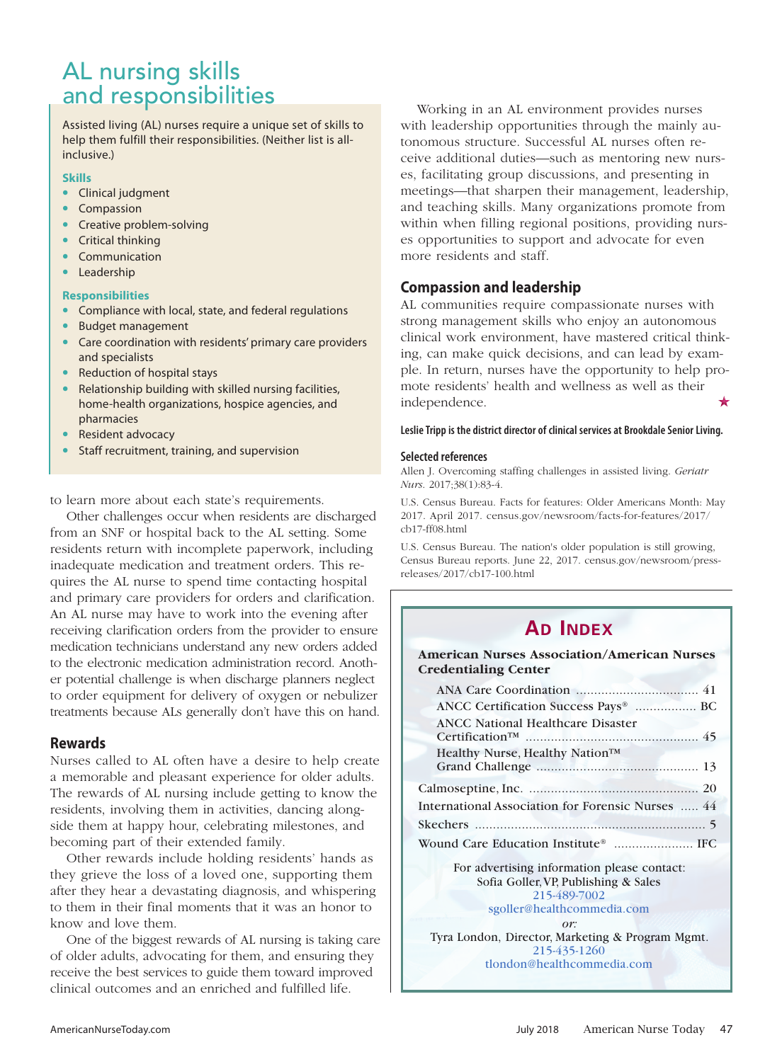## AL nursing skills and responsibilities

Assisted living (AL) nurses require a unique set of skills to help them fulfill their responsibilities. (Neither list is all-inclusive.)

**Skills**

- Clinical judgment
- Compassion
- Creative problem-solving
- Critical thinking
- Communication
- Leadership

**Responsibilities**

- Compliance with local, state, and federal regulations
- Budget management
- Care coordination with residents' primary care providers and specialists
- Reduction of hospital stays
- Relationship building with skilled nursing facilities, home-health organizations, hospice agencies, and pharmacies
- Resident advocacy
- Staff recruitment, training, and supervision

to learn more about each state's requirements.

Other challenges occur when residents are discharged from an SNF or hospital back to the AL setting. Some residents return with incomplete paperwork, including inadequate medication and treatment orders. This requires the AL nurse to spend time contacting hospital and primary care providers for orders and clarification. An AL nurse may have to work into the evening after receiving clarification orders from the provider to ensure medication technicians understand any new orders added to the electronic medication administration record. Another potential challenge is when discharge planners neglect to order equipment for delivery of oxygen or nebulizer treatments because ALs generally don't have this on hand.

### Rewards

Nurses called to AL often have a desire to help create a memorable and pleasant experience for older adults. The rewards of AL nursing include getting to know the residents, involving them in activities, dancing alongside them at happy hour, celebrating milestones, and becoming part of their extended family.

Other rewards include holding residents' hands as they grieve the loss of a loved one, supporting them after they hear a devastating diagnosis, and whispering to them in their final moments that it was an honor to know and love them.

One of the biggest rewards of AL nursing is taking care of older adults, advocating for them, and ensuring they receive the best services to guide them toward improved clinical outcomes and an enriched and fulfilled life.

Working in an AL environment provides nurses with leadership opportunities through the mainly autonomous structure. Successful AL nurses often receive additional duties—such as mentoring new nurses, facilitating group discussions, and presenting in meetings—that sharpen their management, leadership, and teaching skills. Many organizations promote from within when filling regional positions, providing nurses opportunities to support and advocate for even more residents and staff.

### Compassion and leadership

AL communities require compassionate nurses with strong management skills who enjoy an autonomous clinical work environment, have mastered critical thinking, can make quick decisions, and can lead by example. In return, nurses have the opportunity to help promote residents' health and wellness as well as their independence. ★

**Leslie Tripp is the district director of clinical services at Brookdale Senior Living.**

**Selected references**

Allen J. Overcoming staffing challenges in assisted living. *Geriatr Nurs.* 2017;38(1):83-4.

U.S. Census Bureau. Facts for features: Older Americans Month: May 2017. April 2017. census.gov/newsroom/facts-for-features/2017/cb17-ff08.html

U.S. Census Bureau. The nation's older population is still growing, Census Bureau reports. June 22, 2017. census.gov/newsroom/press-releases/2017/cb17-100.html

## Ad Index

**American Nurses Association/American Nurses Credentialing Center**

- ANA Care Coordination .......... 41
- ANCC Certification Success Pays® .......... BC
- ANCC National Healthcare Disaster Certification™ .......... 45
- Healthy Nurse, Healthy Nation™ Grand Challenge .......... 13

Calmoseptine, Inc. .......... 20

International Association for Forensic Nurses .......... 44

Skechers .......... 5

Wound Care Education Institute® .......... IFC

For advertising information please contact:
Sofia Goller, VP, Publishing & Sales
215-489-7002
sgoller@healthcommedia.com

*or:*

Tyra London, Director, Marketing & Program Mgmt.
215-435-1260
tlondon@healthcommedia.com